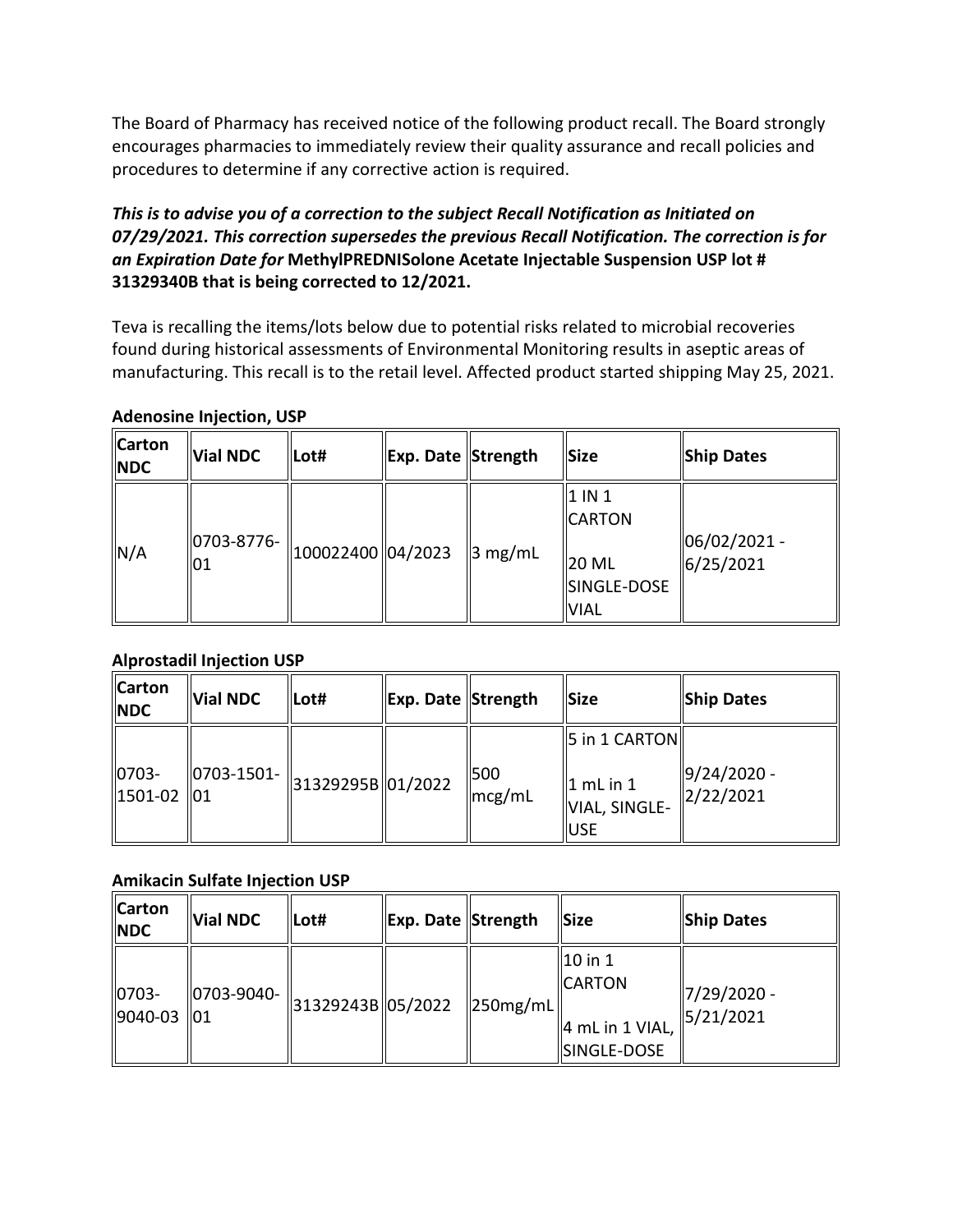The Board of Pharmacy has received notice of the following product recall. The Board strongly encourages pharmacies to immediately review their quality assurance and recall policies and procedures to determine if any corrective action is required.

***This is to advise you of a correction to the subject Recall Notification as Initiated on 07/29/2021. This correction supersedes the previous Recall Notification. The correction is for an Expiration Date for* MethylPREDNISolone Acetate Injectable Suspension USP lot # 31329340B that is being corrected to 12/2021.**

Teva is recalling the items/lots below due to potential risks related to microbial recoveries found during historical assessments of Environmental Monitoring results in aseptic areas of manufacturing. This recall is to the retail level. Affected product started shipping May 25, 2021.

**Adenosine Injection, USP**

| Carton NDC | Vial NDC | Lot# | Exp. Date | Strength | Size | Ship Dates |
|---|---|---|---|---|---|---|
| N/A | 0703-8776-01 | 100022400 | 04/2023 | 3 mg/mL | 1 IN 1 CARTON<br>20 ML SINGLE-DOSE VIAL | 06/02/2021 - 6/25/2021 |

**Alprostadil Injection USP**

| Carton NDC | Vial NDC | Lot# | Exp. Date | Strength | Size | Ship Dates |
|---|---|---|---|---|---|---|
| 0703-1501-02 | 0703-1501-01 | 31329295B | 01/2022 | 500 mcg/mL | 5 in 1 CARTON<br>1 mL in 1 VIAL, SINGLE-USE | 9/24/2020 - 2/22/2021 |

**Amikacin Sulfate Injection USP**

| Carton NDC | Vial NDC | Lot# | Exp. Date | Strength | Size | Ship Dates |
|---|---|---|---|---|---|---|
| 0703-9040-03 | 0703-9040-01 | 31329243B | 05/2022 | 250mg/mL | 10 in 1 CARTON<br>4 mL in 1 VIAL, SINGLE-DOSE | 7/29/2020 - 5/21/2021 |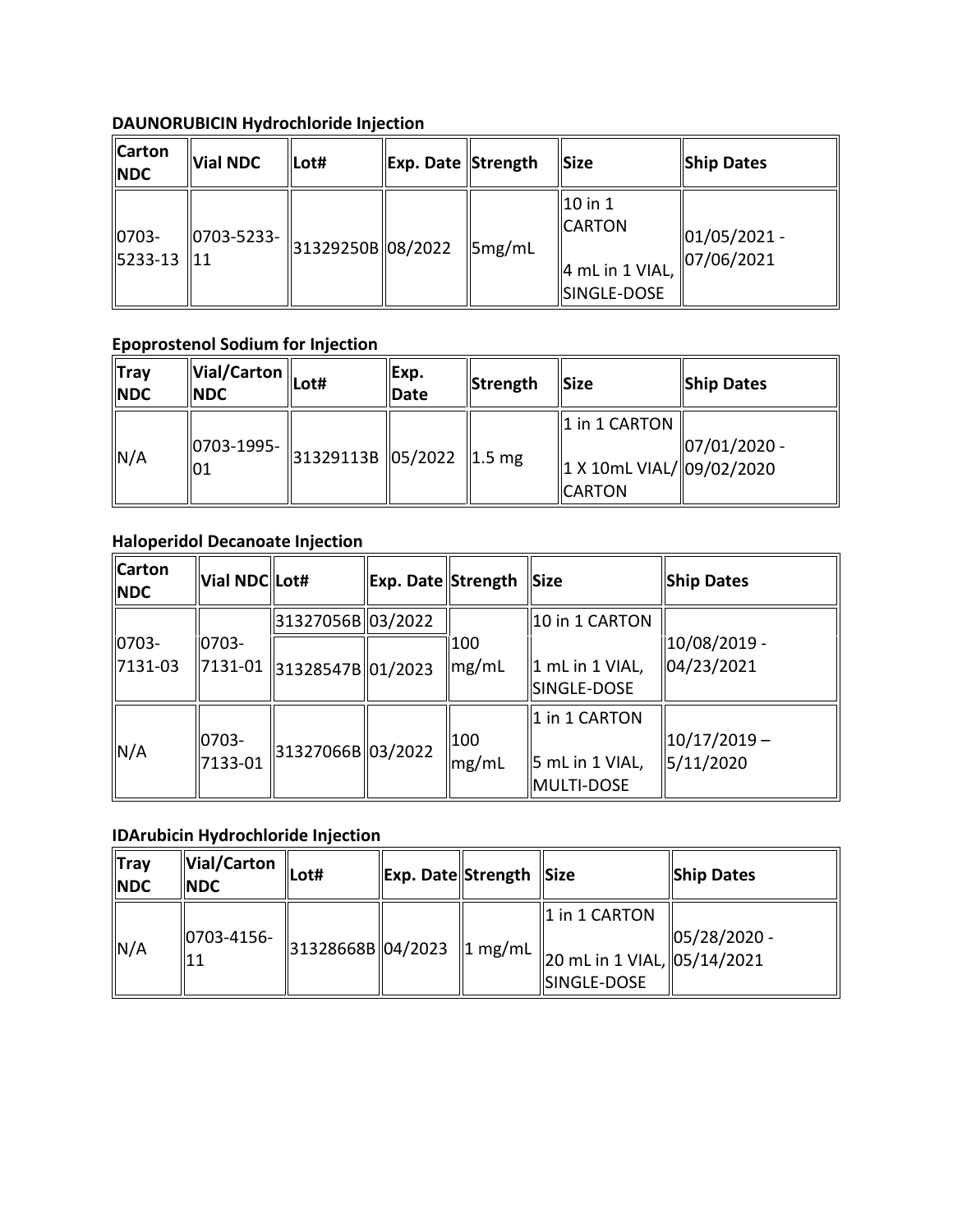**DAUNORUBICIN Hydrochloride Injection**

| Carton NDC | Vial NDC | Lot# | Exp. Date | Strength | Size | Ship Dates |
|---|---|---|---|---|---|---|
| 0703-5233-13 | 0703-5233-11 | 31329250B | 08/2022 | 5mg/mL | 10 in 1 CARTON<br><br>4 mL in 1 VIAL, SINGLE-DOSE | 01/05/2021 - 07/06/2021 |

**Epoprostenol Sodium for Injection**

| Tray NDC | Vial/Carton NDC | Lot# | Exp. Date | Strength | Size | Ship Dates |
|---|---|---|---|---|---|---|
| N/A | 0703-1995-01 | 31329113B | 05/2022 | 1.5 mg | 1 in 1 CARTON<br><br>1 X 10mL VIAL/ CARTON | 07/01/2020 - 09/02/2020 |

**Haloperidol Decanoate Injection**

| Carton NDC | Vial NDC | Lot# | Exp. Date | Strength | Size | Ship Dates |
|---|---|---|---|---|---|---|
| 0703-7131-03 | 0703-7131-01 | 31327056B | 03/2022 | 100 mg/mL | 10 in 1 CARTON<br><br>1 mL in 1 VIAL, SINGLE-DOSE | 10/08/2019 - 04/23/2021 |
| | | 31328547B | 01/2023 | | | |
| N/A | 0703-7133-01 | 31327066B | 03/2022 | 100 mg/mL | 1 in 1 CARTON<br><br>5 mL in 1 VIAL, MULTI-DOSE | 10/17/2019 – 5/11/2020 |

**IDArubicin Hydrochloride Injection**

| Tray NDC | Vial/Carton NDC | Lot# | Exp. Date | Strength | Size | Ship Dates |
|---|---|---|---|---|---|---|
| N/A | 0703-4156-11 | 31328668B | 04/2023 | 1 mg/mL | 1 in 1 CARTON<br><br>20 mL in 1 VIAL, SINGLE-DOSE | 05/28/2020 - 05/14/2021 |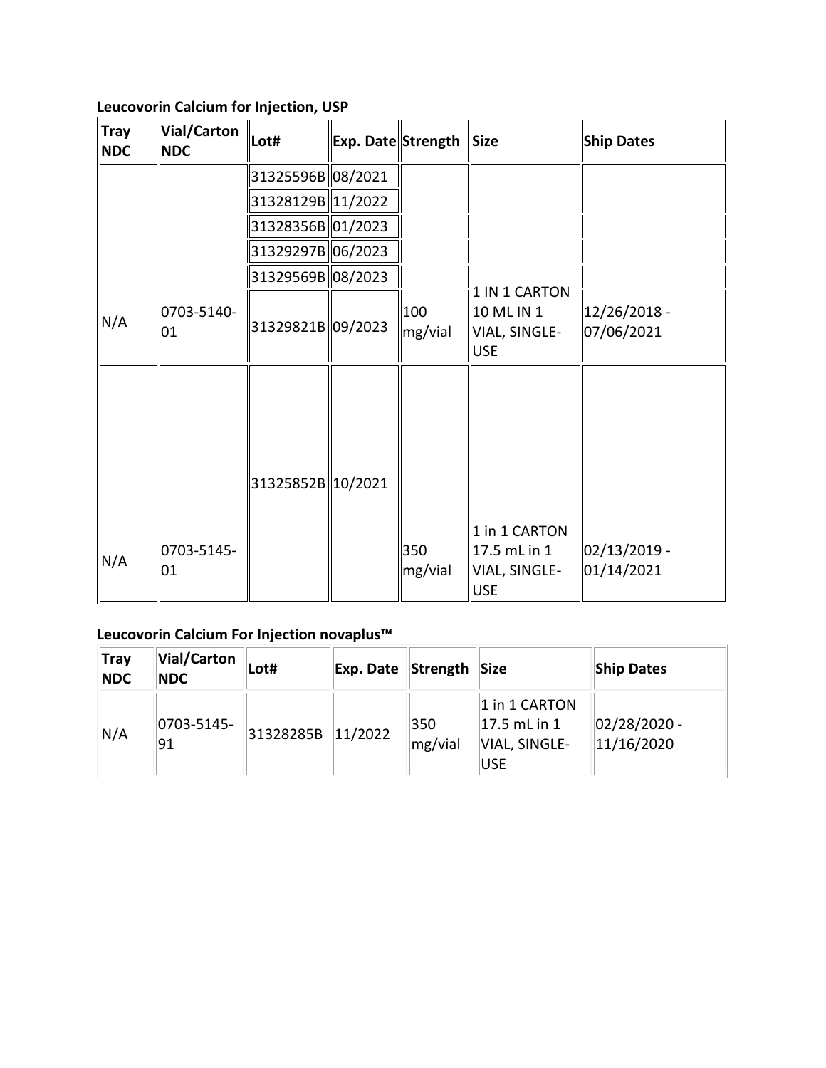**Leucovorin Calcium for Injection, USP**

| Tray NDC | Vial/Carton NDC | Lot# | Exp. Date | Strength | Size | Ship Dates |
|---|---|---|---|---|---|---|
| N/A | 0703-5140-01 | 31325596B | 08/2021 | 100 mg/vial | 1 IN 1 CARTON 10 ML IN 1 VIAL, SINGLE-USE | 12/26/2018 - 07/06/2021 |
| | | 31328129B | 11/2022 | | | |
| | | 31328356B | 01/2023 | | | |
| | | 31329297B | 06/2023 | | | |
| | | 31329569B | 08/2023 | | | |
| | | 31329821B | 09/2023 | | | |
| N/A | 0703-5145-01 | 31325852B | 10/2021 | 350 mg/vial | 1 in 1 CARTON 17.5 mL in 1 VIAL, SINGLE-USE | 02/13/2019 - 01/14/2021 |

**Leucovorin Calcium For Injection novaplus™**

| Tray NDC | Vial/Carton NDC | Lot# | Exp. Date | Strength | Size | Ship Dates |
|---|---|---|---|---|---|---|
| N/A | 0703-5145-91 | 31328285B | 11/2022 | 350 mg/vial | 1 in 1 CARTON 17.5 mL in 1 VIAL, SINGLE-USE | 02/28/2020 - 11/16/2020 |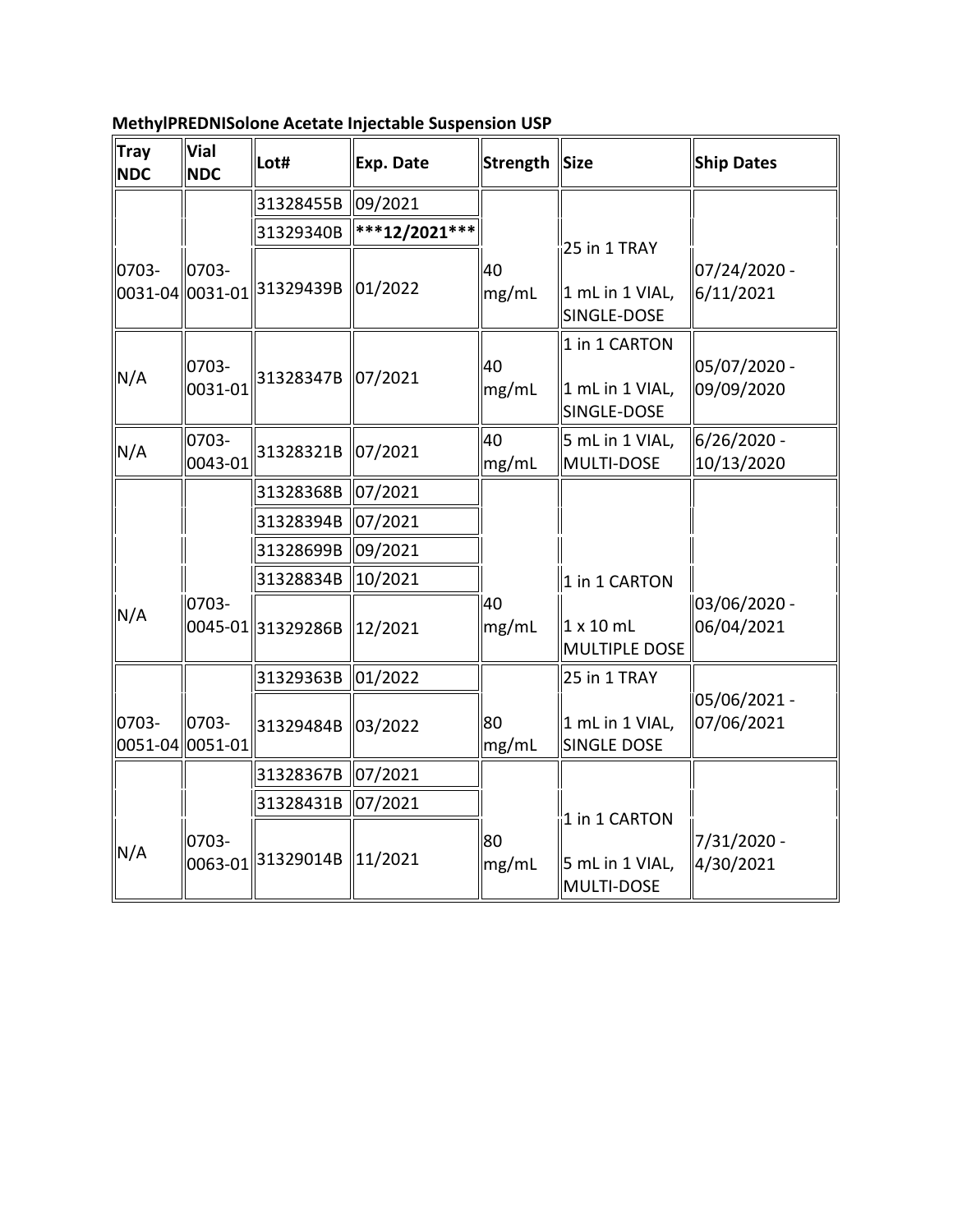**MethylPREDNISolone Acetate Injectable Suspension USP**

| Tray NDC | Vial NDC | Lot# | Exp. Date | Strength | Size | Ship Dates |
|---|---|---|---|---|---|---|
| 0703-0031-04 | 0703-0031-01 | 31328455B | 09/2021 | 40 mg/mL | 25 in 1 TRAY<br><br>1 mL in 1 VIAL, SINGLE-DOSE | 07/24/2020 - 6/11/2021 |
| | | 31329340B | **\*\*\*12/2021\*\*\*** | | | |
| | | 31329439B | 01/2022 | | | |
| N/A | 0703-0031-01 | 31328347B | 07/2021 | 40 mg/mL | 1 in 1 CARTON<br><br>1 mL in 1 VIAL, SINGLE-DOSE | 05/07/2020 - 09/09/2020 |
| N/A | 0703-0043-01 | 31328321B | 07/2021 | 40 mg/mL | 5 mL in 1 VIAL, MULTI-DOSE | 6/26/2020 - 10/13/2020 |
| N/A | 0703-0045-01 | 31328368B | 07/2021 | 40 mg/mL | 1 in 1 CARTON<br><br>1 x 10 mL MULTIPLE DOSE | 03/06/2020 - 06/04/2021 |
| | | 31328394B | 07/2021 | | | |
| | | 31328699B | 09/2021 | | | |
| | | 31328834B | 10/2021 | | | |
| | | 31329286B | 12/2021 | | | |
| 0703-0051-04 | 0703-0051-01 | 31329363B | 01/2022 | 80 mg/mL | 25 in 1 TRAY<br><br>1 mL in 1 VIAL, SINGLE DOSE | 05/06/2021 - 07/06/2021 |
| | | 31329484B | 03/2022 | | | |
| N/A | 0703-0063-01 | 31328367B | 07/2021 | 80 mg/mL | 1 in 1 CARTON<br><br>5 mL in 1 VIAL, MULTI-DOSE | 7/31/2020 - 4/30/2021 |
| | | 31328431B | 07/2021 | | | |
| | | 31329014B | 11/2021 | | | |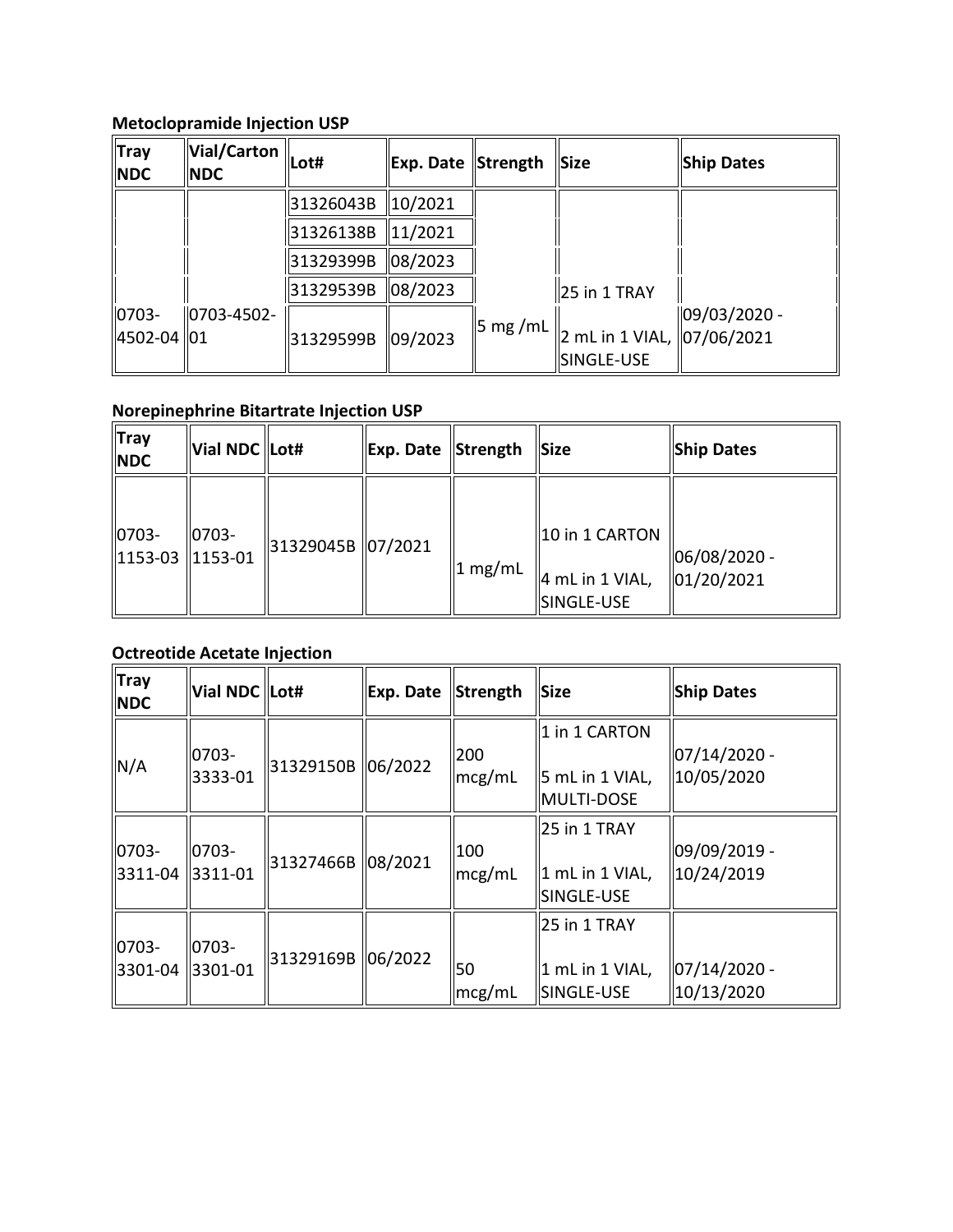**Metoclopramide Injection USP**

| Tray NDC | Vial/Carton NDC | Lot# | Exp. Date | Strength | Size | Ship Dates |
|---|---|---|---|---|---|---|
| 0703-4502-04 | 0703-4502-01 | 31326043B | 10/2021 | 5 mg /mL | 25 in 1 TRAY<br>2 mL in 1 VIAL, SINGLE-USE | 09/03/2020 - 07/06/2021 |
| | | 31326138B | 11/2021 | | | |
| | | 31329399B | 08/2023 | | | |
| | | 31329539B | 08/2023 | | | |
| | | 31329599B | 09/2023 | | | |

**Norepinephrine Bitartrate Injection USP**

| Tray NDC | Vial NDC | Lot# | Exp. Date | Strength | Size | Ship Dates |
|---|---|---|---|---|---|---|
| 0703-1153-03 | 0703-1153-01 | 31329045B | 07/2021 | 1 mg/mL | 10 in 1 CARTON<br>4 mL in 1 VIAL, SINGLE-USE | 06/08/2020 - 01/20/2021 |

**Octreotide Acetate Injection**

| Tray NDC | Vial NDC | Lot# | Exp. Date | Strength | Size | Ship Dates |
|---|---|---|---|---|---|---|
| N/A | 0703-3333-01 | 31329150B | 06/2022 | 200 mcg/mL | 1 in 1 CARTON<br>5 mL in 1 VIAL, MULTI-DOSE | 07/14/2020 - 10/05/2020 |
| 0703-3311-04 | 0703-3311-01 | 31327466B | 08/2021 | 100 mcg/mL | 25 in 1 TRAY<br>1 mL in 1 VIAL, SINGLE-USE | 09/09/2019 - 10/24/2019 |
| 0703-3301-04 | 0703-3301-01 | 31329169B | 06/2022 | 50 mcg/mL | 25 in 1 TRAY<br>1 mL in 1 VIAL, SINGLE-USE | 07/14/2020 - 10/13/2020 |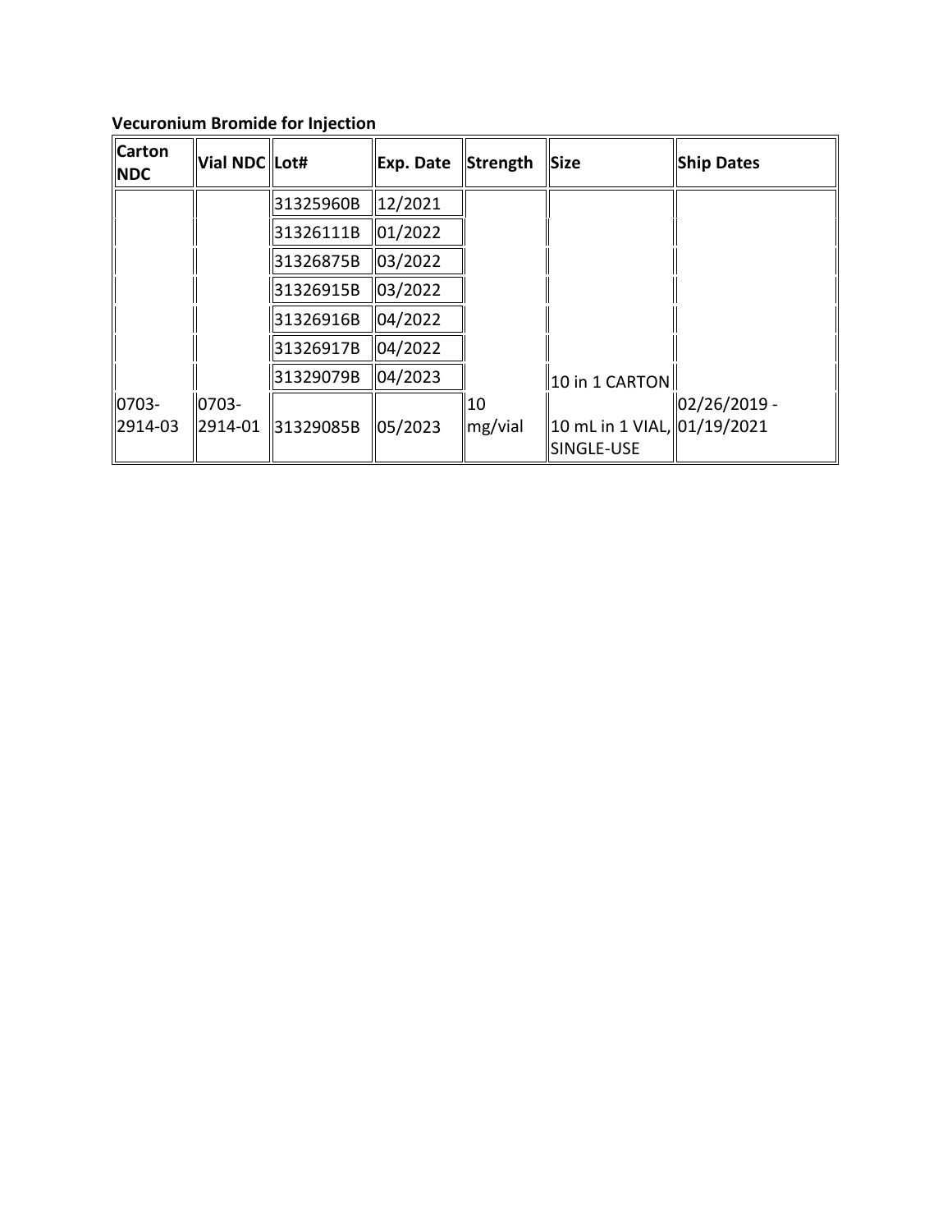**Vecuronium Bromide for Injection**

| Carton NDC | Vial NDC | Lot# | Exp. Date | Strength | Size | Ship Dates |
|---|---|---|---|---|---|---|
| | | 31325960B | 12/2021 | | | |
| | | 31326111B | 01/2022 | | | |
| | | 31326875B | 03/2022 | | | |
| | | 31326915B | 03/2022 | | | |
| | | 31326916B | 04/2022 | | | |
| | | 31326917B | 04/2022 | | | |
| | | 31329079B | 04/2023 | | 10 in 1 CARTON | |
| 0703-2914-03 | 0703-2914-01 | 31329085B | 05/2023 | 10 mg/vial | 10 mL in 1 VIAL, SINGLE-USE | 02/26/2019 - 01/19/2021 |